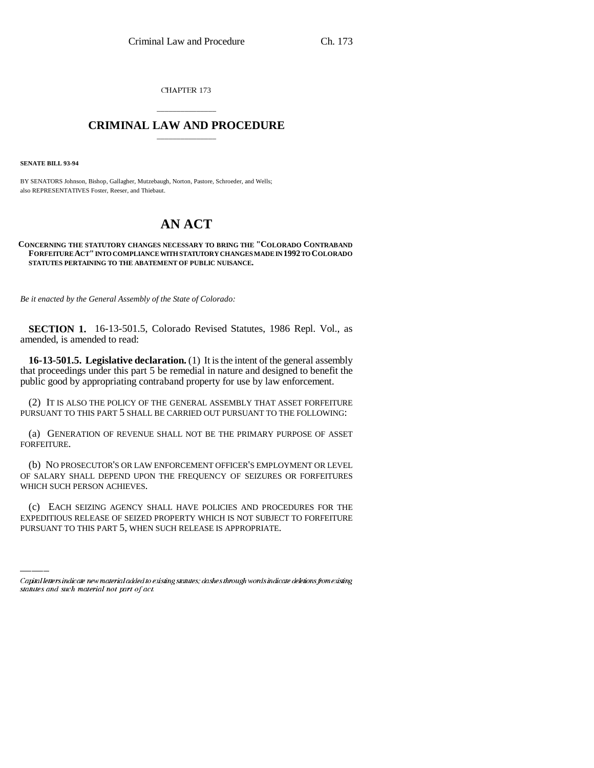CHAPTER 173

# CRIMINAL LAW AND PROCEDURE

**SENATE BILL 93-94**

BY SENATORS Johnson, Bishop, Gallagher, Mutzebaugh, Norton, Pastore, Schroeder, and Wells; also REPRESENTATIVES Foster, Reeser, and Thiebaut.

# AN ACT

**CONCERNING THE STATUTORY CHANGES NECESSARY TO BRING THE "COLORADO CONTRABAND FORFEITURE ACT" INTO COMPLIANCE WITH STATUTORY CHANGES MADE IN 1992 TO COLORADO STATUTES PERTAINING TO THE ABATEMENT OF PUBLIC NUISANCE.**

*Be it enacted by the General Assembly of the State of Colorado:*

**SECTION 1.** 16-13-501.5, Colorado Revised Statutes, 1986 Repl. Vol., as amended, is amended to read:

**16-13-501.5. Legislative declaration.** (1) It is the intent of the general assembly that proceedings under this part 5 be remedial in nature and designed to benefit the public good by appropriating contraband property for use by law enforcement.

(2) IT IS ALSO THE POLICY OF THE GENERAL ASSEMBLY THAT ASSET FORFEITURE PURSUANT TO THIS PART 5 SHALL BE CARRIED OUT PURSUANT TO THE FOLLOWING:

(a) GENERATION OF REVENUE SHALL NOT BE THE PRIMARY PURPOSE OF ASSET FORFEITURE.

(b) NO PROSECUTOR'S OR LAW ENFORCEMENT OFFICER'S EMPLOYMENT OR LEVEL OF SALARY SHALL DEPEND UPON THE FREQUENCY OF SEIZURES OR FORFEITURES WHICH SUCH PERSON ACHIEVES.

(c) EACH SEIZING AGENCY SHALL HAVE POLICIES AND PROCEDURES FOR THE EXPEDITIOUS RELEASE OF SEIZED PROPERTY WHICH IS NOT SUBJECT TO FORFEITURE PURSUANT TO THIS PART 5, WHEN SUCH RELEASE IS APPROPRIATE.

Capital letters indicate new material added to existing statutes; dashes through words indicate deletions from existing statutes and such material not part of act.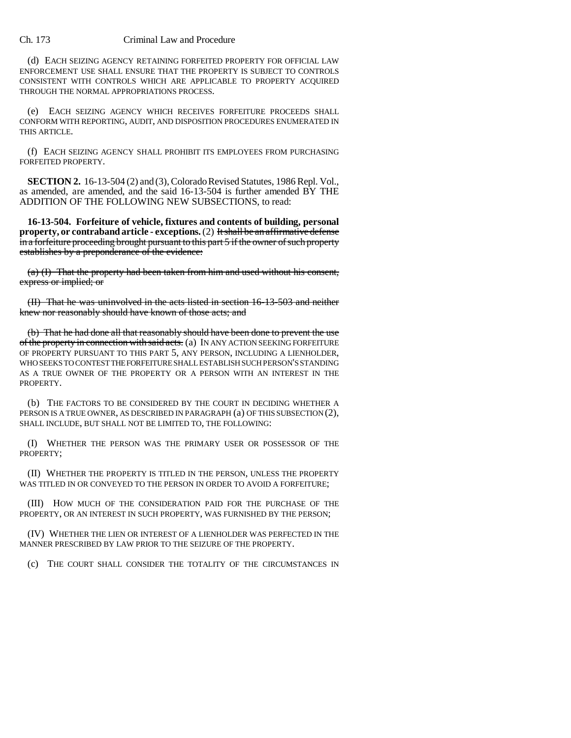(d) EACH SEIZING AGENCY RETAINING FORFEITED PROPERTY FOR OFFICIAL LAW ENFORCEMENT USE SHALL ENSURE THAT THE PROPERTY IS SUBJECT TO CONTROLS CONSISTENT WITH CONTROLS WHICH ARE APPLICABLE TO PROPERTY ACQUIRED THROUGH THE NORMAL APPROPRIATIONS PROCESS.

(e) EACH SEIZING AGENCY WHICH RECEIVES FORFEITURE PROCEEDS SHALL CONFORM WITH REPORTING, AUDIT, AND DISPOSITION PROCEDURES ENUMERATED IN THIS ARTICLE.

(f) EACH SEIZING AGENCY SHALL PROHIBIT ITS EMPLOYEES FROM PURCHASING FORFEITED PROPERTY.

**SECTION 2.** 16-13-504 (2) and (3), Colorado Revised Statutes, 1986 Repl. Vol., as amended, are amended, and the said 16-13-504 is further amended BY THE ADDITION OF THE FOLLOWING NEW SUBSECTIONS, to read:

**16-13-504. Forfeiture of vehicle, fixtures and contents of building, personal property, or contraband article - exceptions.** (2) ~~It shall be an affirmative defense in a forfeiture proceeding brought pursuant to this part 5 if the owner of such property establishes by a preponderance of the evidence:~~

~~(a) (I) That the property had been taken from him and used without his consent, express or implied; or~~

~~(II) That he was uninvolved in the acts listed in section 16-13-503 and neither knew nor reasonably should have known of those acts; and~~

~~(b) That he had done all that reasonably should have been done to prevent the use of the property in connection with said acts.~~ (a) IN ANY ACTION SEEKING FORFEITURE OF PROPERTY PURSUANT TO THIS PART 5, ANY PERSON, INCLUDING A LIENHOLDER, WHO SEEKS TO CONTEST THE FORFEITURE SHALL ESTABLISH SUCH PERSON'S STANDING AS A TRUE OWNER OF THE PROPERTY OR A PERSON WITH AN INTEREST IN THE PROPERTY.

(b) THE FACTORS TO BE CONSIDERED BY THE COURT IN DECIDING WHETHER A PERSON IS A TRUE OWNER, AS DESCRIBED IN PARAGRAPH (a) OF THIS SUBSECTION (2), SHALL INCLUDE, BUT SHALL NOT BE LIMITED TO, THE FOLLOWING:

(I) WHETHER THE PERSON WAS THE PRIMARY USER OR POSSESSOR OF THE PROPERTY;

(II) WHETHER THE PROPERTY IS TITLED IN THE PERSON, UNLESS THE PROPERTY WAS TITLED IN OR CONVEYED TO THE PERSON IN ORDER TO AVOID A FORFEITURE;

(III) HOW MUCH OF THE CONSIDERATION PAID FOR THE PURCHASE OF THE PROPERTY, OR AN INTEREST IN SUCH PROPERTY, WAS FURNISHED BY THE PERSON;

(IV) WHETHER THE LIEN OR INTEREST OF A LIENHOLDER WAS PERFECTED IN THE MANNER PRESCRIBED BY LAW PRIOR TO THE SEIZURE OF THE PROPERTY.

(c) THE COURT SHALL CONSIDER THE TOTALITY OF THE CIRCUMSTANCES IN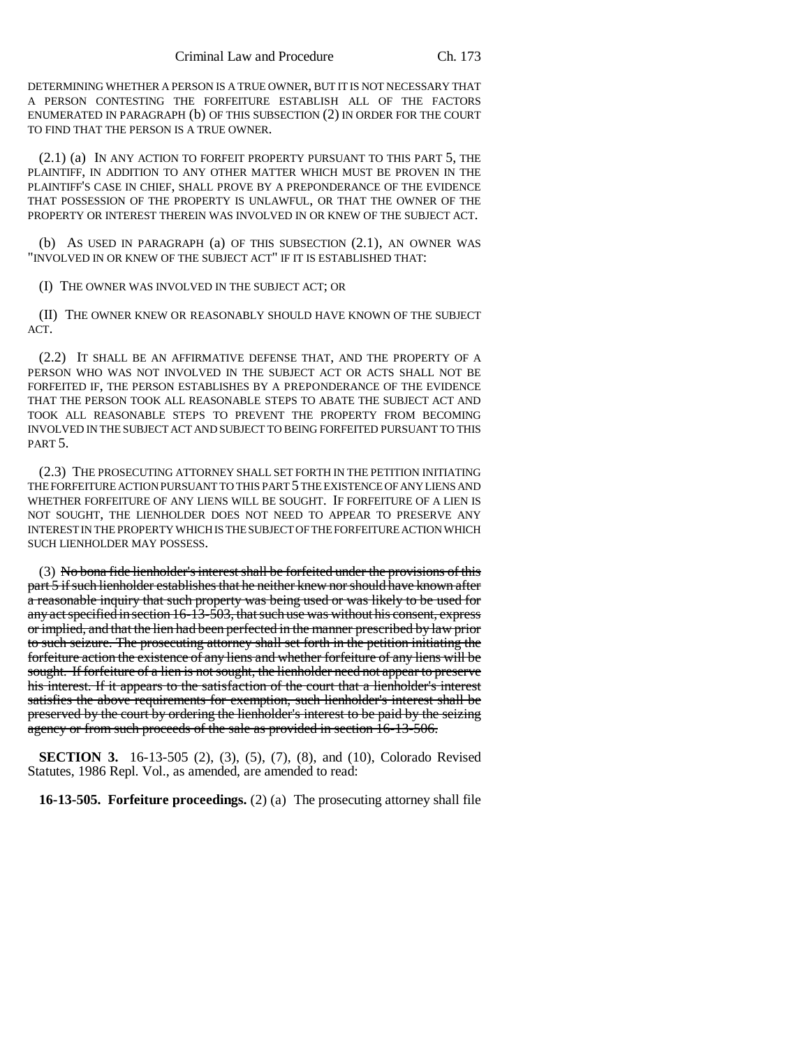DETERMINING WHETHER A PERSON IS A TRUE OWNER, BUT IT IS NOT NECESSARY THAT A PERSON CONTESTING THE FORFEITURE ESTABLISH ALL OF THE FACTORS ENUMERATED IN PARAGRAPH (b) OF THIS SUBSECTION (2) IN ORDER FOR THE COURT TO FIND THAT THE PERSON IS A TRUE OWNER.

(2.1) (a) IN ANY ACTION TO FORFEIT PROPERTY PURSUANT TO THIS PART 5, THE PLAINTIFF, IN ADDITION TO ANY OTHER MATTER WHICH MUST BE PROVEN IN THE PLAINTIFF'S CASE IN CHIEF, SHALL PROVE BY A PREPONDERANCE OF THE EVIDENCE THAT POSSESSION OF THE PROPERTY IS UNLAWFUL, OR THAT THE OWNER OF THE PROPERTY OR INTEREST THEREIN WAS INVOLVED IN OR KNEW OF THE SUBJECT ACT.

(b) AS USED IN PARAGRAPH (a) OF THIS SUBSECTION (2.1), AN OWNER WAS "INVOLVED IN OR KNEW OF THE SUBJECT ACT" IF IT IS ESTABLISHED THAT:

(I) THE OWNER WAS INVOLVED IN THE SUBJECT ACT; OR

(II) THE OWNER KNEW OR REASONABLY SHOULD HAVE KNOWN OF THE SUBJECT ACT.

(2.2) IT SHALL BE AN AFFIRMATIVE DEFENSE THAT, AND THE PROPERTY OF A PERSON WHO WAS NOT INVOLVED IN THE SUBJECT ACT OR ACTS SHALL NOT BE FORFEITED IF, THE PERSON ESTABLISHES BY A PREPONDERANCE OF THE EVIDENCE THAT THE PERSON TOOK ALL REASONABLE STEPS TO ABATE THE SUBJECT ACT AND TOOK ALL REASONABLE STEPS TO PREVENT THE PROPERTY FROM BECOMING INVOLVED IN THE SUBJECT ACT AND SUBJECT TO BEING FORFEITED PURSUANT TO THIS PART 5.

(2.3) THE PROSECUTING ATTORNEY SHALL SET FORTH IN THE PETITION INITIATING THE FORFEITURE ACTION PURSUANT TO THIS PART 5 THE EXISTENCE OF ANY LIENS AND WHETHER FORFEITURE OF ANY LIENS WILL BE SOUGHT. IF FORFEITURE OF A LIEN IS NOT SOUGHT, THE LIENHOLDER DOES NOT NEED TO APPEAR TO PRESERVE ANY INTEREST IN THE PROPERTY WHICH IS THE SUBJECT OF THE FORFEITURE ACTION WHICH SUCH LIENHOLDER MAY POSSESS.

(3) ~~No bona fide lienholder's interest shall be forfeited under the provisions of this part 5 if such lienholder establishes that he neither knew nor should have known after a reasonable inquiry that such property was being used or was likely to be used for any act specified in section 16-13-503, that such use was without his consent, express or implied, and that the lien had been perfected in the manner prescribed by law prior to such seizure. The prosecuting attorney shall set forth in the petition initiating the forfeiture action the existence of any liens and whether forfeiture of any liens will be sought. If forfeiture of a lien is not sought, the lienholder need not appear to preserve his interest. If it appears to the satisfaction of the court that a lienholder's interest satisfies the above requirements for exemption, such lienholder's interest shall be preserved by the court by ordering the lienholder's interest to be paid by the seizing agency or from such proceeds of the sale as provided in section 16-13-506.~~

**SECTION 3.** 16-13-505 (2), (3), (5), (7), (8), and (10), Colorado Revised Statutes, 1986 Repl. Vol., as amended, are amended to read:

**16-13-505. Forfeiture proceedings.** (2) (a) The prosecuting attorney shall file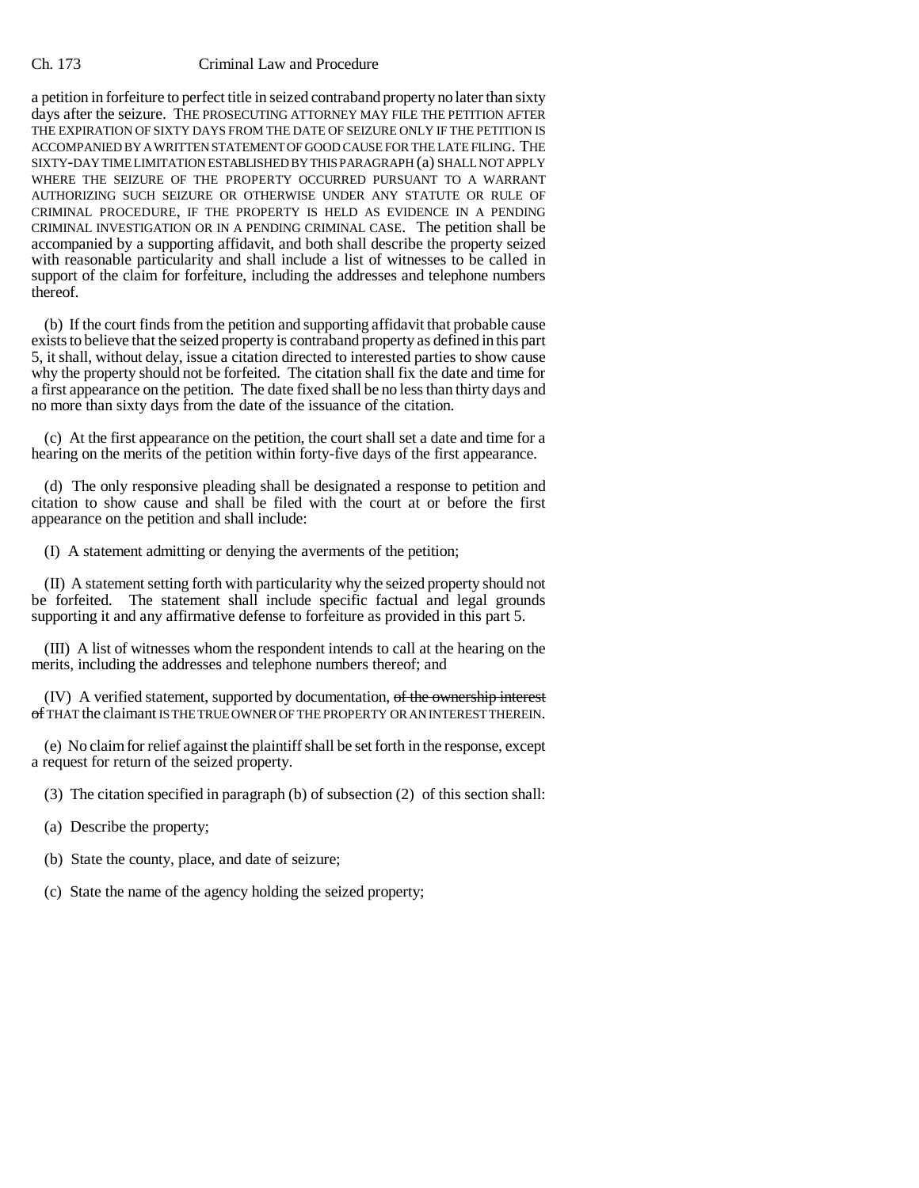a petition in forfeiture to perfect title in seized contraband property no later than sixty days after the seizure. THE PROSECUTING ATTORNEY MAY FILE THE PETITION AFTER THE EXPIRATION OF SIXTY DAYS FROM THE DATE OF SEIZURE ONLY IF THE PETITION IS ACCOMPANIED BY A WRITTEN STATEMENT OF GOOD CAUSE FOR THE LATE FILING. THE SIXTY-DAY TIME LIMITATION ESTABLISHED BY THIS PARAGRAPH (a) SHALL NOT APPLY WHERE THE SEIZURE OF THE PROPERTY OCCURRED PURSUANT TO A WARRANT AUTHORIZING SUCH SEIZURE OR OTHERWISE UNDER ANY STATUTE OR RULE OF CRIMINAL PROCEDURE, IF THE PROPERTY IS HELD AS EVIDENCE IN A PENDING CRIMINAL INVESTIGATION OR IN A PENDING CRIMINAL CASE. The petition shall be accompanied by a supporting affidavit, and both shall describe the property seized with reasonable particularity and shall include a list of witnesses to be called in support of the claim for forfeiture, including the addresses and telephone numbers thereof.

(b) If the court finds from the petition and supporting affidavit that probable cause exists to believe that the seized property is contraband property as defined in this part 5, it shall, without delay, issue a citation directed to interested parties to show cause why the property should not be forfeited. The citation shall fix the date and time for a first appearance on the petition. The date fixed shall be no less than thirty days and no more than sixty days from the date of the issuance of the citation.

(c) At the first appearance on the petition, the court shall set a date and time for a hearing on the merits of the petition within forty-five days of the first appearance.

(d) The only responsive pleading shall be designated a response to petition and citation to show cause and shall be filed with the court at or before the first appearance on the petition and shall include:

(I) A statement admitting or denying the averments of the petition;

(II) A statement setting forth with particularity why the seized property should not be forfeited. The statement shall include specific factual and legal grounds supporting it and any affirmative defense to forfeiture as provided in this part 5.

(III) A list of witnesses whom the respondent intends to call at the hearing on the merits, including the addresses and telephone numbers thereof; and

(IV) A verified statement, supported by documentation, ~~of the ownership interest of~~ THAT the claimant IS THE TRUE OWNER OF THE PROPERTY OR AN INTEREST THEREIN.

(e) No claim for relief against the plaintiff shall be set forth in the response, except a request for return of the seized property.

(3) The citation specified in paragraph (b) of subsection (2) of this section shall:

(a) Describe the property;

(b) State the county, place, and date of seizure;

(c) State the name of the agency holding the seized property;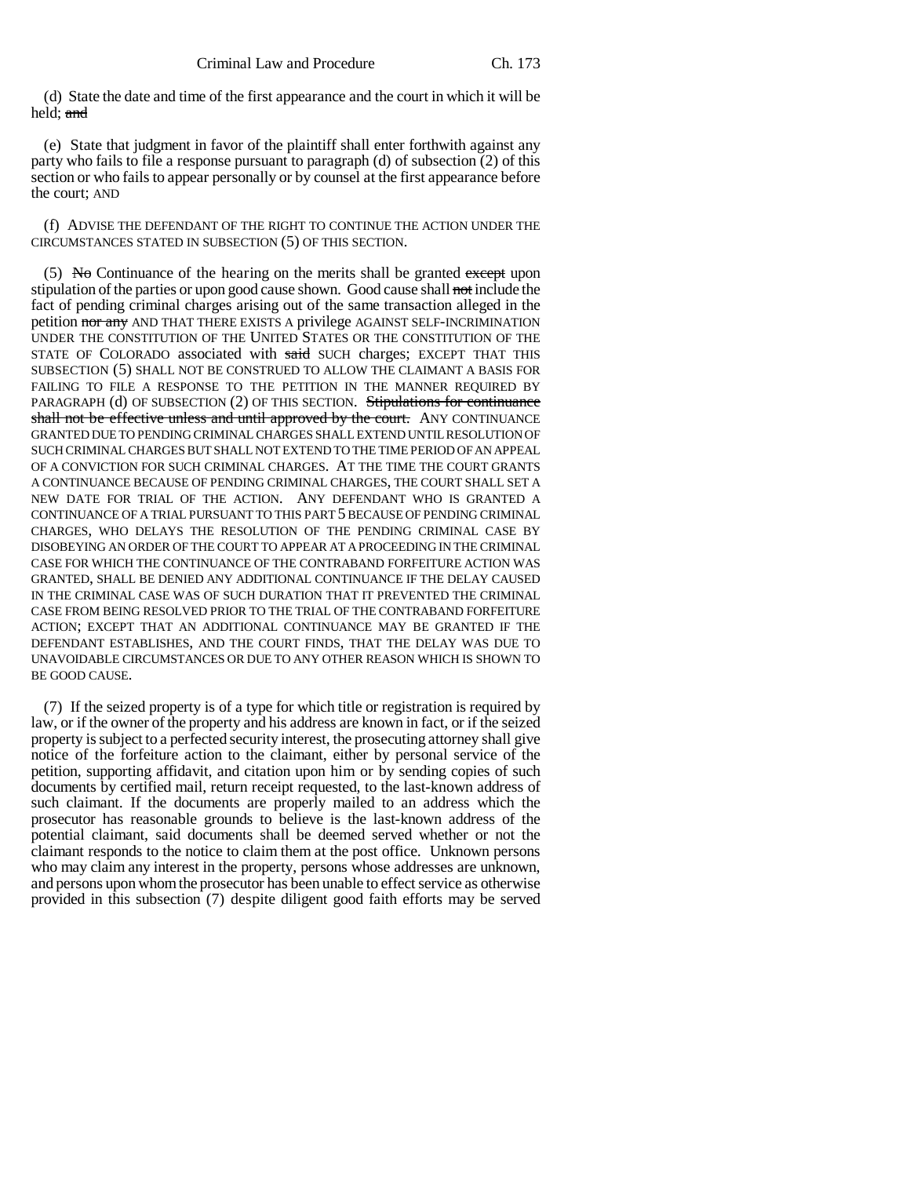(d) State the date and time of the first appearance and the court in which it will be held; ~~and~~

(e) State that judgment in favor of the plaintiff shall enter forthwith against any party who fails to file a response pursuant to paragraph (d) of subsection (2) of this section or who fails to appear personally or by counsel at the first appearance before the court; AND

(f) ADVISE THE DEFENDANT OF THE RIGHT TO CONTINUE THE ACTION UNDER THE CIRCUMSTANCES STATED IN SUBSECTION (5) OF THIS SECTION.

(5) ~~No~~ Continuance of the hearing on the merits shall be granted ~~except~~ upon stipulation of the parties or upon good cause shown. Good cause shall ~~not~~ include the fact of pending criminal charges arising out of the same transaction alleged in the petition ~~nor any~~ AND THAT THERE EXISTS A privilege AGAINST SELF-INCRIMINATION UNDER THE CONSTITUTION OF THE UNITED STATES OR THE CONSTITUTION OF THE STATE OF COLORADO associated with ~~said~~ SUCH charges; EXCEPT THAT THIS SUBSECTION (5) SHALL NOT BE CONSTRUED TO ALLOW THE CLAIMANT A BASIS FOR FAILING TO FILE A RESPONSE TO THE PETITION IN THE MANNER REQUIRED BY PARAGRAPH (d) OF SUBSECTION (2) OF THIS SECTION. ~~Stipulations for continuance shall not be effective unless and until approved by the court.~~ ANY CONTINUANCE GRANTED DUE TO PENDING CRIMINAL CHARGES SHALL EXTEND UNTIL RESOLUTION OF SUCH CRIMINAL CHARGES BUT SHALL NOT EXTEND TO THE TIME PERIOD OF AN APPEAL OF A CONVICTION FOR SUCH CRIMINAL CHARGES. AT THE TIME THE COURT GRANTS A CONTINUANCE BECAUSE OF PENDING CRIMINAL CHARGES, THE COURT SHALL SET A NEW DATE FOR TRIAL OF THE ACTION. ANY DEFENDANT WHO IS GRANTED A CONTINUANCE OF A TRIAL PURSUANT TO THIS PART 5 BECAUSE OF PENDING CRIMINAL CHARGES, WHO DELAYS THE RESOLUTION OF THE PENDING CRIMINAL CASE BY DISOBEYING AN ORDER OF THE COURT TO APPEAR AT A PROCEEDING IN THE CRIMINAL CASE FOR WHICH THE CONTINUANCE OF THE CONTRABAND FORFEITURE ACTION WAS GRANTED, SHALL BE DENIED ANY ADDITIONAL CONTINUANCE IF THE DELAY CAUSED IN THE CRIMINAL CASE WAS OF SUCH DURATION THAT IT PREVENTED THE CRIMINAL CASE FROM BEING RESOLVED PRIOR TO THE TRIAL OF THE CONTRABAND FORFEITURE ACTION; EXCEPT THAT AN ADDITIONAL CONTINUANCE MAY BE GRANTED IF THE DEFENDANT ESTABLISHES, AND THE COURT FINDS, THAT THE DELAY WAS DUE TO UNAVOIDABLE CIRCUMSTANCES OR DUE TO ANY OTHER REASON WHICH IS SHOWN TO BE GOOD CAUSE.

(7) If the seized property is of a type for which title or registration is required by law, or if the owner of the property and his address are known in fact, or if the seized property is subject to a perfected security interest, the prosecuting attorney shall give notice of the forfeiture action to the claimant, either by personal service of the petition, supporting affidavit, and citation upon him or by sending copies of such documents by certified mail, return receipt requested, to the last-known address of such claimant. If the documents are properly mailed to an address which the prosecutor has reasonable grounds to believe is the last-known address of the potential claimant, said documents shall be deemed served whether or not the claimant responds to the notice to claim them at the post office. Unknown persons who may claim any interest in the property, persons whose addresses are unknown, and persons upon whom the prosecutor has been unable to effect service as otherwise provided in this subsection (7) despite diligent good faith efforts may be served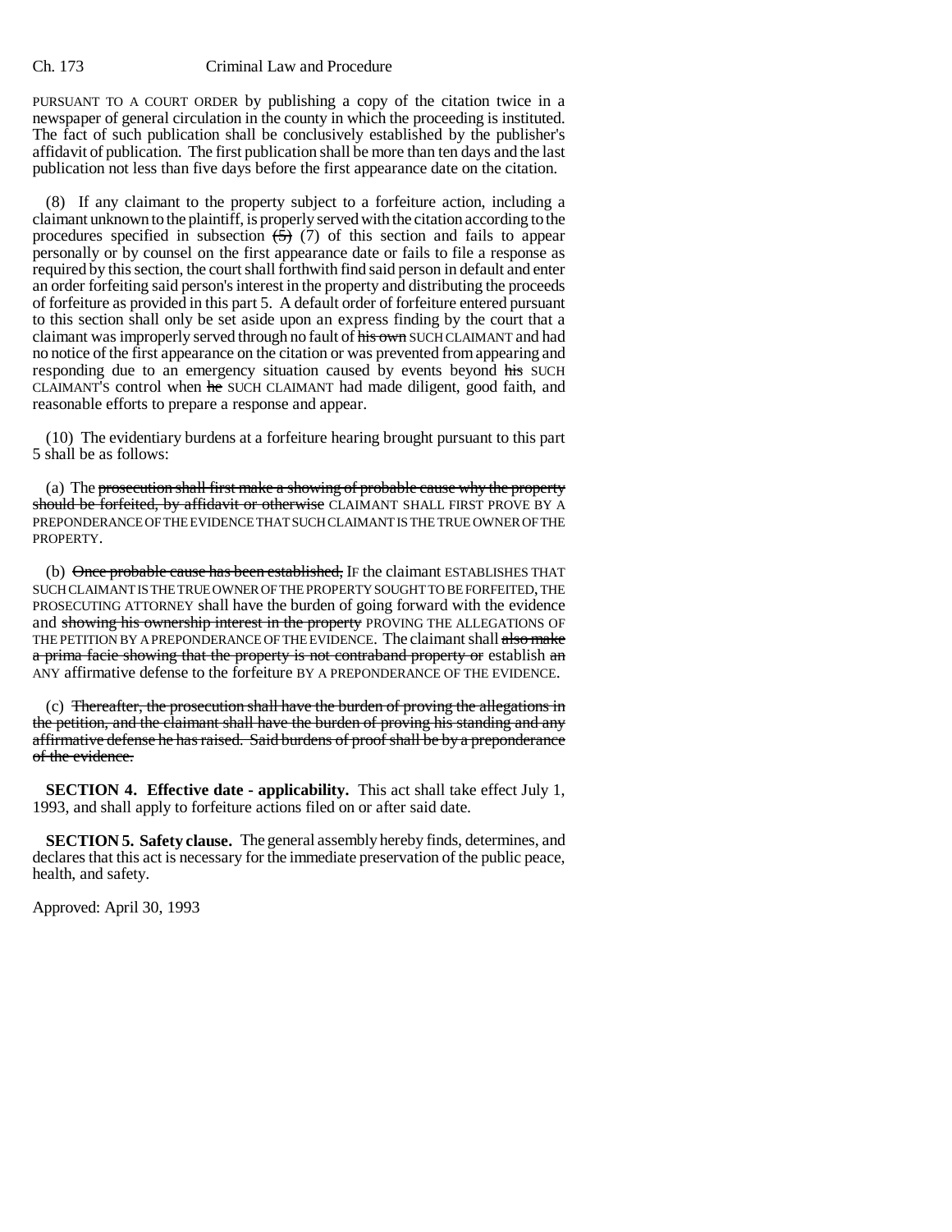PURSUANT TO A COURT ORDER by publishing a copy of the citation twice in a newspaper of general circulation in the county in which the proceeding is instituted. The fact of such publication shall be conclusively established by the publisher's affidavit of publication. The first publication shall be more than ten days and the last publication not less than five days before the first appearance date on the citation.

(8) If any claimant to the property subject to a forfeiture action, including a claimant unknown to the plaintiff, is properly served with the citation according to the procedures specified in subsection ~~(5)~~ (7) of this section and fails to appear personally or by counsel on the first appearance date or fails to file a response as required by this section, the court shall forthwith find said person in default and enter an order forfeiting said person's interest in the property and distributing the proceeds of forfeiture as provided in this part 5. A default order of forfeiture entered pursuant to this section shall only be set aside upon an express finding by the court that a claimant was improperly served through no fault of ~~his own~~ SUCH CLAIMANT and had no notice of the first appearance on the citation or was prevented from appearing and responding due to an emergency situation caused by events beyond ~~his~~ SUCH CLAIMANT'S control when ~~he~~ SUCH CLAIMANT had made diligent, good faith, and reasonable efforts to prepare a response and appear.

(10) The evidentiary burdens at a forfeiture hearing brought pursuant to this part 5 shall be as follows:

(a) The ~~prosecution shall first make a showing of probable cause why the property should be forfeited, by affidavit or otherwise~~ CLAIMANT SHALL FIRST PROVE BY A PREPONDERANCE OF THE EVIDENCE THAT SUCH CLAIMANT IS THE TRUE OWNER OF THE PROPERTY.

(b) ~~Once probable cause has been established,~~ IF the claimant ESTABLISHES THAT SUCH CLAIMANT IS THE TRUE OWNER OF THE PROPERTY SOUGHT TO BE FORFEITED, THE PROSECUTING ATTORNEY shall have the burden of going forward with the evidence and ~~showing his ownership interest in the property~~ PROVING THE ALLEGATIONS OF THE PETITION BY A PREPONDERANCE OF THE EVIDENCE. The claimant shall ~~also make a prima facie showing that the property is not contraband property or~~ establish ~~an~~ ANY affirmative defense to the forfeiture BY A PREPONDERANCE OF THE EVIDENCE.

(c) ~~Thereafter, the prosecution shall have the burden of proving the allegations in the petition, and the claimant shall have the burden of proving his standing and any affirmative defense he has raised. Said burdens of proof shall be by a preponderance of the evidence.~~

**SECTION 4. Effective date - applicability.** This act shall take effect July 1, 1993, and shall apply to forfeiture actions filed on or after said date.

**SECTION 5. Safety clause.** The general assembly hereby finds, determines, and declares that this act is necessary for the immediate preservation of the public peace, health, and safety.

Approved: April 30, 1993